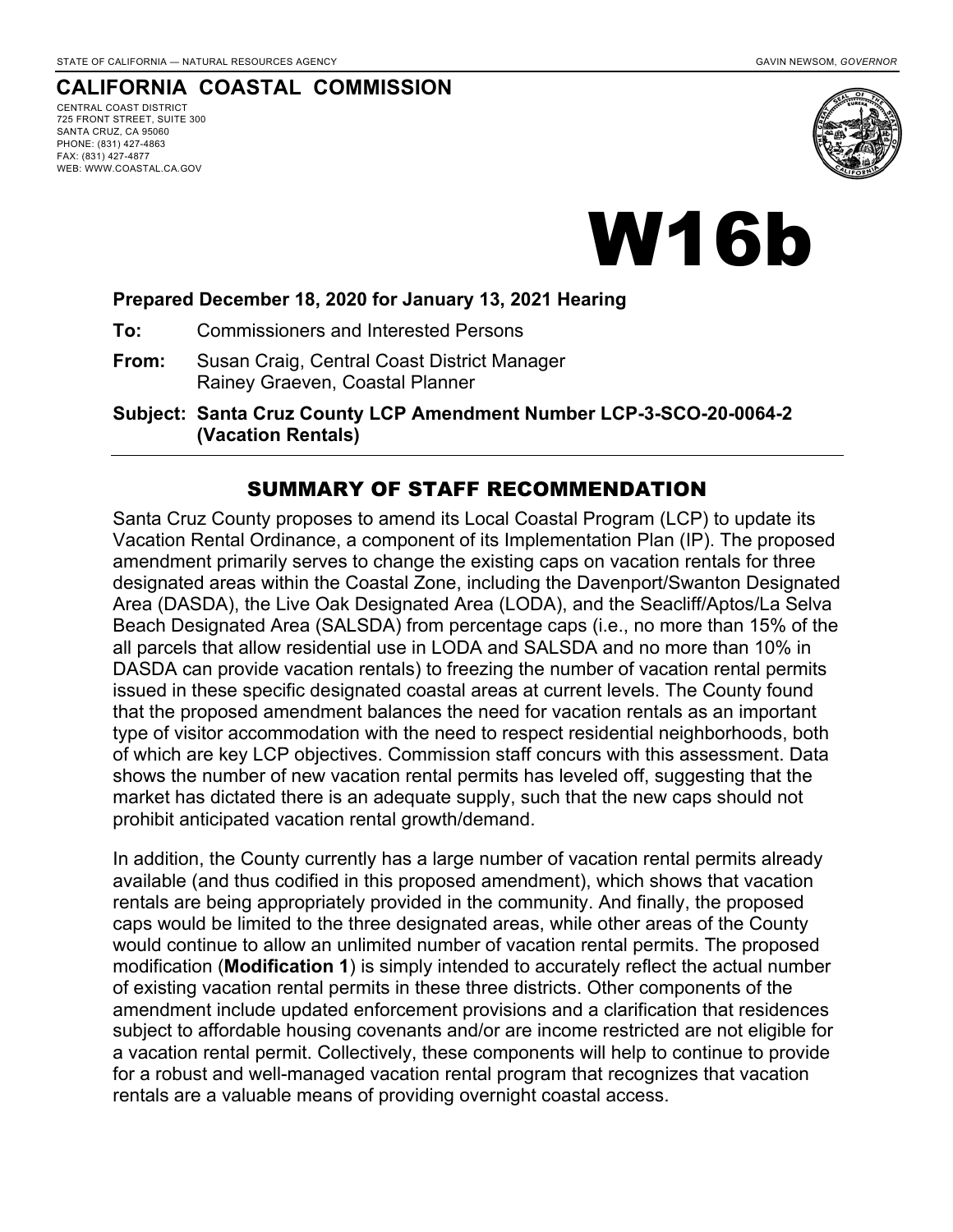STATE OF CALIFORNIA — NATURAL RESOURCES AGENCY GAVIN NEWSOM, *GOVERNOR*

# CALIFORNIA COASTAL COMMISSION

CENTRAL COAST DISTRICT
725 FRONT STREET, SUITE 300
SANTA CRUZ, CA 95060
PHONE: (831) 427-4863
FAX: (831) 427-4877
WEB: WWW.COASTAL.CA.GOV

# W16b

**Prepared December 18, 2020 for January 13, 2021 Hearing**

**To:** Commissioners and Interested Persons

**From:** Susan Craig, Central Coast District Manager
Rainey Graeven, Coastal Planner

**Subject: Santa Cruz County LCP Amendment Number LCP-3-SCO-20-0064-2 (Vacation Rentals)**

## SUMMARY OF STAFF RECOMMENDATION

Santa Cruz County proposes to amend its Local Coastal Program (LCP) to update its Vacation Rental Ordinance, a component of its Implementation Plan (IP). The proposed amendment primarily serves to change the existing caps on vacation rentals for three designated areas within the Coastal Zone, including the Davenport/Swanton Designated Area (DASDA), the Live Oak Designated Area (LODA), and the Seacliff/Aptos/La Selva Beach Designated Area (SALSDA) from percentage caps (i.e., no more than 15% of the all parcels that allow residential use in LODA and SALSDA and no more than 10% in DASDA can provide vacation rentals) to freezing the number of vacation rental permits issued in these specific designated coastal areas at current levels. The County found that the proposed amendment balances the need for vacation rentals as an important type of visitor accommodation with the need to respect residential neighborhoods, both of which are key LCP objectives. Commission staff concurs with this assessment. Data shows the number of new vacation rental permits has leveled off, suggesting that the market has dictated there is an adequate supply, such that the new caps should not prohibit anticipated vacation rental growth/demand.

In addition, the County currently has a large number of vacation rental permits already available (and thus codified in this proposed amendment), which shows that vacation rentals are being appropriately provided in the community. And finally, the proposed caps would be limited to the three designated areas, while other areas of the County would continue to allow an unlimited number of vacation rental permits. The proposed modification (**Modification 1**) is simply intended to accurately reflect the actual number of existing vacation rental permits in these three districts. Other components of the amendment include updated enforcement provisions and a clarification that residences subject to affordable housing covenants and/or are income restricted are not eligible for a vacation rental permit. Collectively, these components will help to continue to provide for a robust and well-managed vacation rental program that recognizes that vacation rentals are a valuable means of providing overnight coastal access.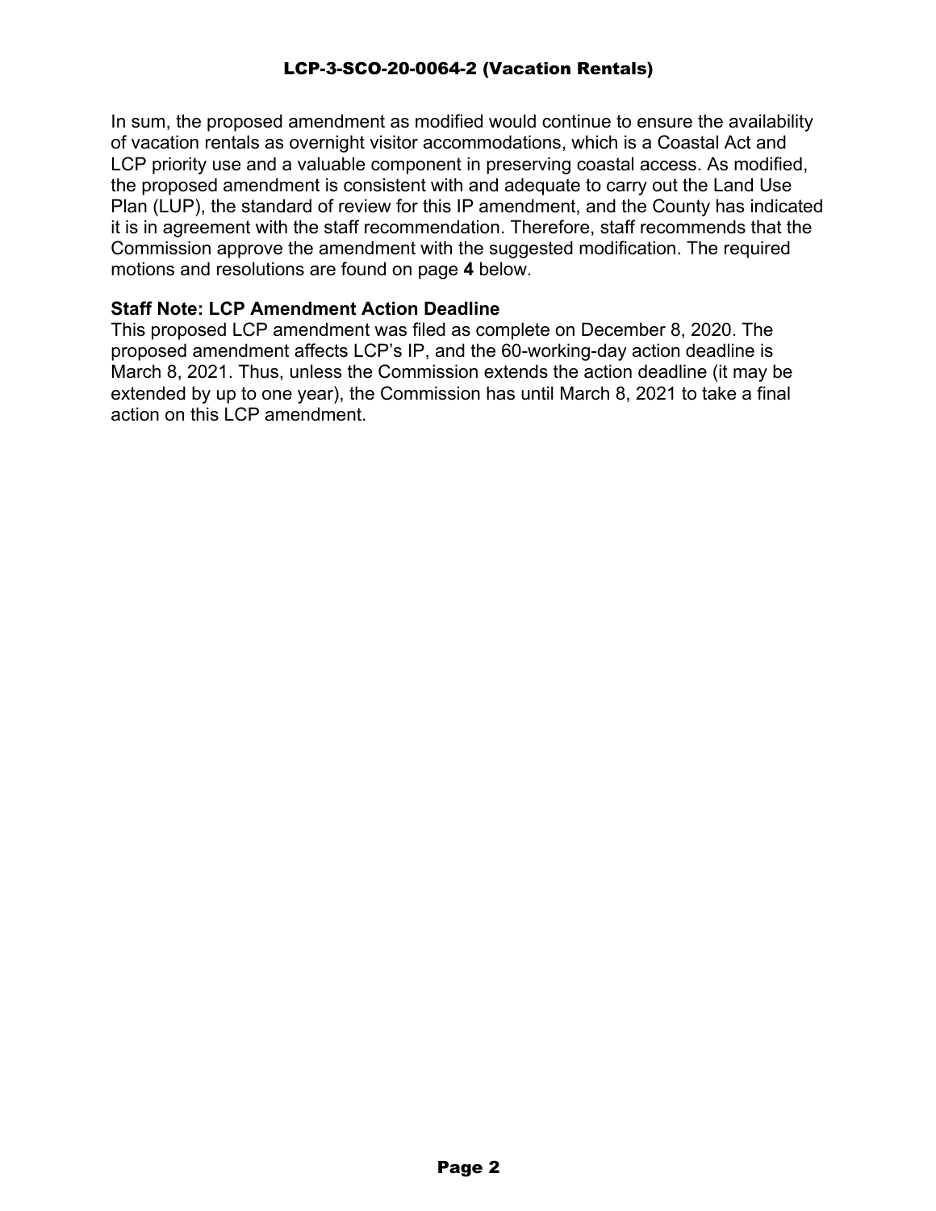In sum, the proposed amendment as modified would continue to ensure the availability of vacation rentals as overnight visitor accommodations, which is a Coastal Act and LCP priority use and a valuable component in preserving coastal access. As modified, the proposed amendment is consistent with and adequate to carry out the Land Use Plan (LUP), the standard of review for this IP amendment, and the County has indicated it is in agreement with the staff recommendation. Therefore, staff recommends that the Commission approve the amendment with the suggested modification. The required motions and resolutions are found on page **4** below.

**Staff Note: LCP Amendment Action Deadline**

This proposed LCP amendment was filed as complete on December 8, 2020. The proposed amendment affects LCP's IP, and the 60-working-day action deadline is March 8, 2021. Thus, unless the Commission extends the action deadline (it may be extended by up to one year), the Commission has until March 8, 2021 to take a final action on this LCP amendment.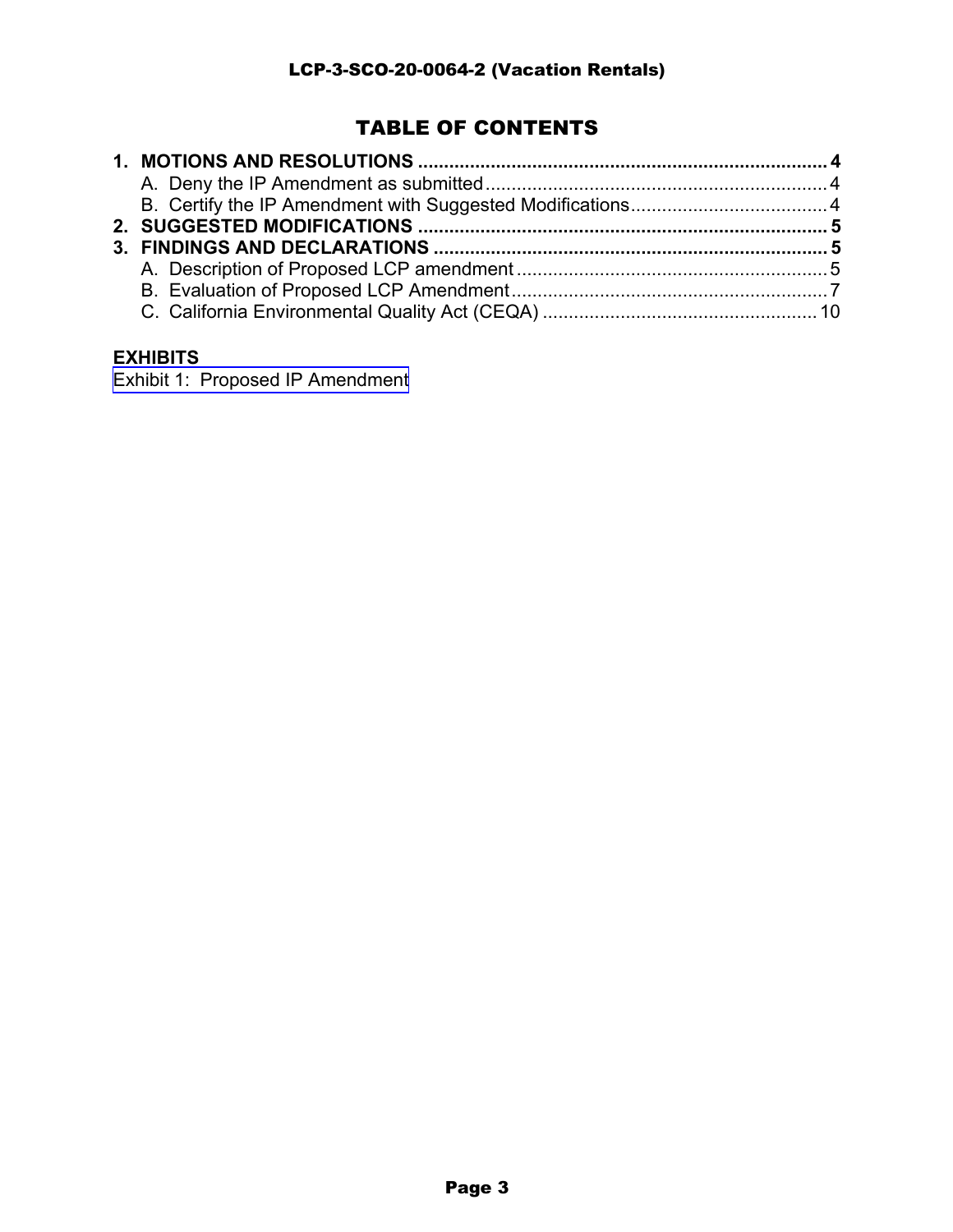## TABLE OF CONTENTS

**1. MOTIONS AND RESOLUTIONS .............................................................................. 4**
- A. Deny the IP Amendment as submitted................................................................. 4
- B. Certify the IP Amendment with Suggested Modifications..................................... 4

**2. SUGGESTED MODIFICATIONS .............................................................................. 5**

**3. FINDINGS AND DECLARATIONS ........................................................................... 5**
- A. Description of Proposed LCP amendment ............................................................ 5
- B. Evaluation of Proposed LCP Amendment............................................................. 7
- C. California Environmental Quality Act (CEQA) .................................................... 10

**EXHIBITS**

Exhibit 1: Proposed IP Amendment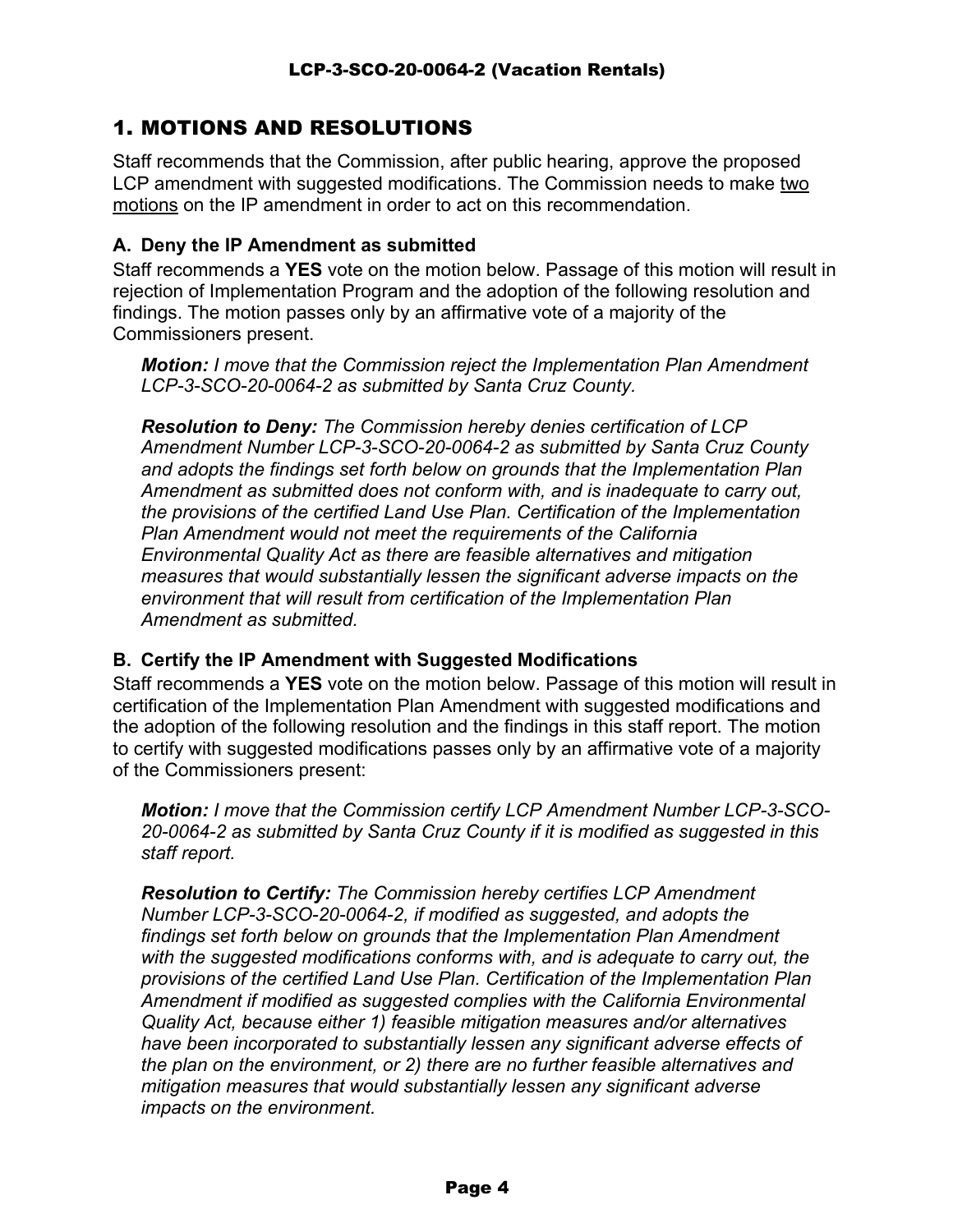# 1. MOTIONS AND RESOLUTIONS

Staff recommends that the Commission, after public hearing, approve the proposed LCP amendment with suggested modifications. The Commission needs to make two motions on the IP amendment in order to act on this recommendation.

### A. Deny the IP Amendment as submitted

Staff recommends a **YES** vote on the motion below. Passage of this motion will result in rejection of Implementation Program and the adoption of the following resolution and findings. The motion passes only by an affirmative vote of a majority of the Commissioners present.

> ***Motion:*** *I move that the Commission reject the Implementation Plan Amendment LCP-3-SCO-20-0064-2 as submitted by Santa Cruz County.*
>
> ***Resolution to Deny:*** *The Commission hereby denies certification of LCP Amendment Number LCP-3-SCO-20-0064-2 as submitted by Santa Cruz County and adopts the findings set forth below on grounds that the Implementation Plan Amendment as submitted does not conform with, and is inadequate to carry out, the provisions of the certified Land Use Plan. Certification of the Implementation Plan Amendment would not meet the requirements of the California Environmental Quality Act as there are feasible alternatives and mitigation measures that would substantially lessen the significant adverse impacts on the environment that will result from certification of the Implementation Plan Amendment as submitted.*

### B. Certify the IP Amendment with Suggested Modifications

Staff recommends a **YES** vote on the motion below. Passage of this motion will result in certification of the Implementation Plan Amendment with suggested modifications and the adoption of the following resolution and the findings in this staff report. The motion to certify with suggested modifications passes only by an affirmative vote of a majority of the Commissioners present:

> ***Motion:*** *I move that the Commission certify LCP Amendment Number LCP-3-SCO-20-0064-2 as submitted by Santa Cruz County if it is modified as suggested in this staff report.*
>
> ***Resolution to Certify:*** *The Commission hereby certifies LCP Amendment Number LCP-3-SCO-20-0064-2, if modified as suggested, and adopts the findings set forth below on grounds that the Implementation Plan Amendment with the suggested modifications conforms with, and is adequate to carry out, the provisions of the certified Land Use Plan. Certification of the Implementation Plan Amendment if modified as suggested complies with the California Environmental Quality Act, because either 1) feasible mitigation measures and/or alternatives have been incorporated to substantially lessen any significant adverse effects of the plan on the environment, or 2) there are no further feasible alternatives and mitigation measures that would substantially lessen any significant adverse impacts on the environment.*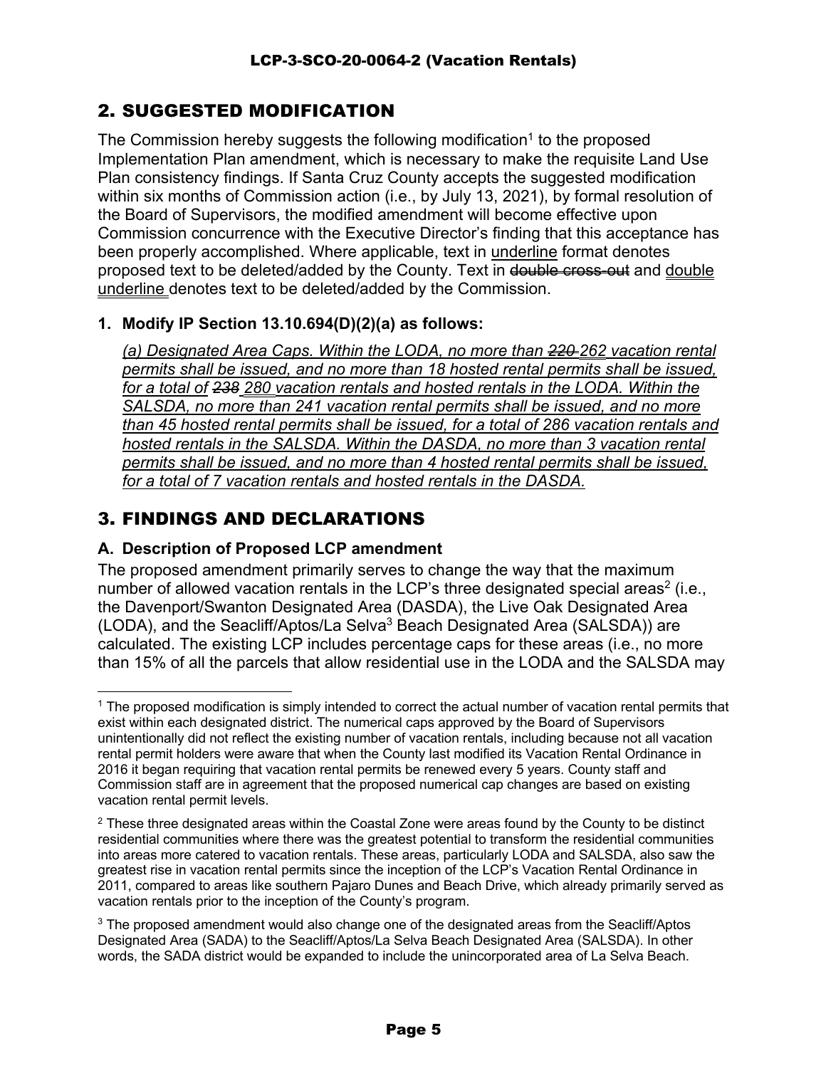## 2. SUGGESTED MODIFICATION

The Commission hereby suggests the following modification[1] to the proposed Implementation Plan amendment, which is necessary to make the requisite Land Use Plan consistency findings. If Santa Cruz County accepts the suggested modification within six months of Commission action (i.e., by July 13, 2021), by formal resolution of the Board of Supervisors, the modified amendment will become effective upon Commission concurrence with the Executive Director's finding that this acceptance has been properly accomplished. Where applicable, text in <u>underline</u> format denotes proposed text to be deleted/added by the County. Text in ~~double cross-out~~ and <u>double underline</u> denotes text to be deleted/added by the Commission.

**1. Modify IP Section 13.10.694(D)(2)(a) as follows:**

*<u>(a) Designated Area Caps. Within the LODA, no more than ~~220~~ 262 vacation rental permits shall be issued, and no more than 18 hosted rental permits shall be issued, for a total of ~~238~~ 280 vacation rentals and hosted rentals in the LODA. Within the SALSDA, no more than 241 vacation rental permits shall be issued, and no more than 45 hosted rental permits shall be issued, for a total of 286 vacation rentals and hosted rentals in the SALSDA. Within the DASDA, no more than 3 vacation rental permits shall be issued, and no more than 4 hosted rental permits shall be issued, for a total of 7 vacation rentals and hosted rentals in the DASDA.</u>*

## 3. FINDINGS AND DECLARATIONS

### A. Description of Proposed LCP amendment

The proposed amendment primarily serves to change the way that the maximum number of allowed vacation rentals in the LCP's three designated special areas[2] (i.e., the Davenport/Swanton Designated Area (DASDA), the Live Oak Designated Area (LODA), and the Seacliff/Aptos/La Selva[3] Beach Designated Area (SALSDA)) are calculated. The existing LCP includes percentage caps for these areas (i.e., no more than 15% of all the parcels that allow residential use in the LODA and the SALSDA may

---

[1] The proposed modification is simply intended to correct the actual number of vacation rental permits that exist within each designated district. The numerical caps approved by the Board of Supervisors unintentionally did not reflect the existing number of vacation rentals, including because not all vacation rental permit holders were aware that when the County last modified its Vacation Rental Ordinance in 2016 it began requiring that vacation rental permits be renewed every 5 years. County staff and Commission staff are in agreement that the proposed numerical cap changes are based on existing vacation rental permit levels.

[2] These three designated areas within the Coastal Zone were areas found by the County to be distinct residential communities where there was the greatest potential to transform the residential communities into areas more catered to vacation rentals. These areas, particularly LODA and SALSDA, also saw the greatest rise in vacation rental permits since the inception of the LCP's Vacation Rental Ordinance in 2011, compared to areas like southern Pajaro Dunes and Beach Drive, which already primarily served as vacation rentals prior to the inception of the County's program.

[3] The proposed amendment would also change one of the designated areas from the Seacliff/Aptos Designated Area (SADA) to the Seacliff/Aptos/La Selva Beach Designated Area (SALSDA). In other words, the SADA district would be expanded to include the unincorporated area of La Selva Beach.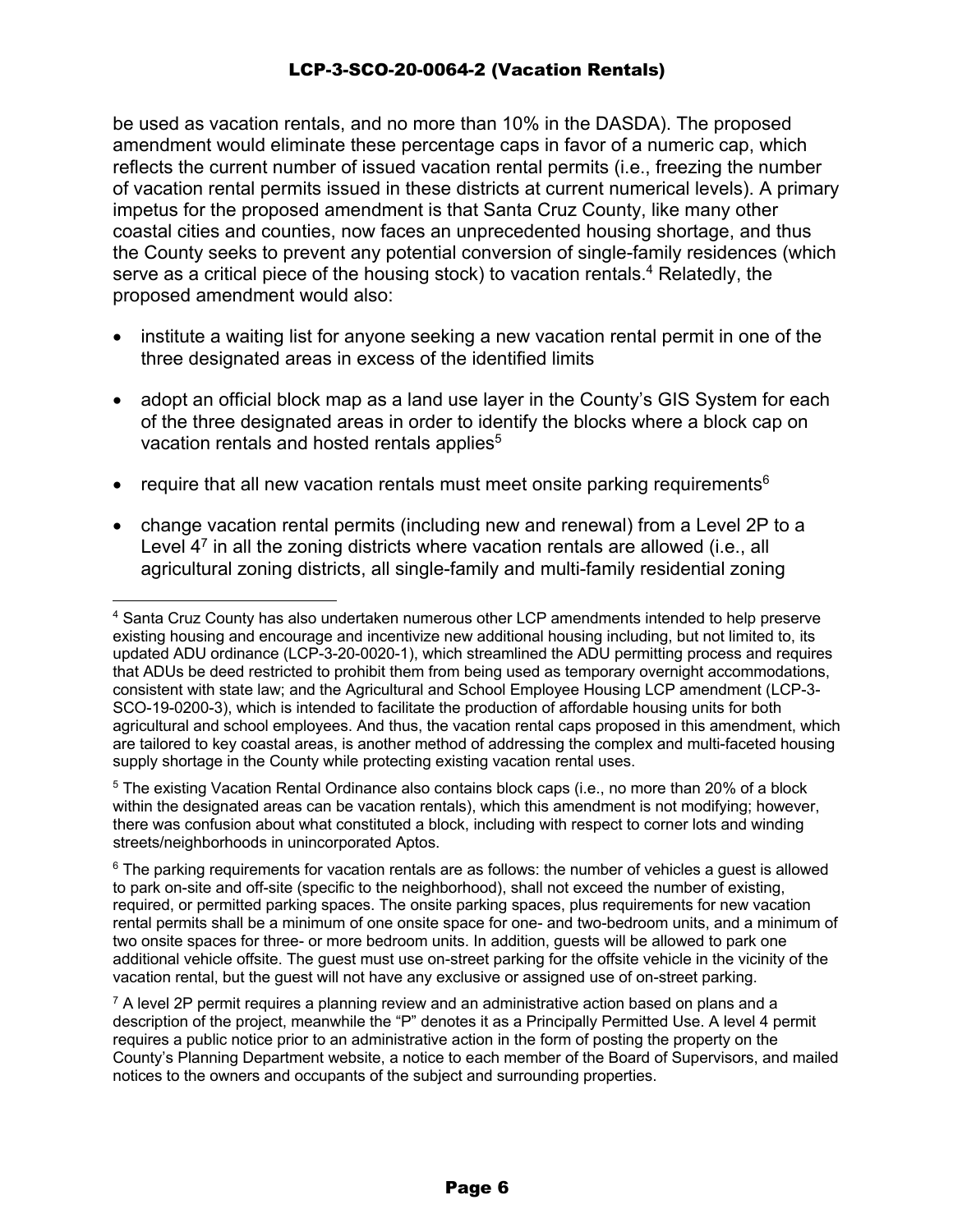be used as vacation rentals, and no more than 10% in the DASDA). The proposed amendment would eliminate these percentage caps in favor of a numeric cap, which reflects the current number of issued vacation rental permits (i.e., freezing the number of vacation rental permits issued in these districts at current numerical levels). A primary impetus for the proposed amendment is that Santa Cruz County, like many other coastal cities and counties, now faces an unprecedented housing shortage, and thus the County seeks to prevent any potential conversion of single-family residences (which serve as a critical piece of the housing stock) to vacation rentals.[4] Relatedly, the proposed amendment would also:

- institute a waiting list for anyone seeking a new vacation rental permit in one of the three designated areas in excess of the identified limits
- adopt an official block map as a land use layer in the County's GIS System for each of the three designated areas in order to identify the blocks where a block cap on vacation rentals and hosted rentals applies[5]
- require that all new vacation rentals must meet onsite parking requirements[6]
- change vacation rental permits (including new and renewal) from a Level 2P to a Level 4[7] in all the zoning districts where vacation rentals are allowed (i.e., all agricultural zoning districts, all single-family and multi-family residential zoning

---

[4] Santa Cruz County has also undertaken numerous other LCP amendments intended to help preserve existing housing and encourage and incentivize new additional housing including, but not limited to, its updated ADU ordinance (LCP-3-20-0020-1), which streamlined the ADU permitting process and requires that ADUs be deed restricted to prohibit them from being used as temporary overnight accommodations, consistent with state law; and the Agricultural and School Employee Housing LCP amendment (LCP-3-SCO-19-0200-3), which is intended to facilitate the production of affordable housing units for both agricultural and school employees. And thus, the vacation rental caps proposed in this amendment, which are tailored to key coastal areas, is another method of addressing the complex and multi-faceted housing supply shortage in the County while protecting existing vacation rental uses.

[5] The existing Vacation Rental Ordinance also contains block caps (i.e., no more than 20% of a block within the designated areas can be vacation rentals), which this amendment is not modifying; however, there was confusion about what constituted a block, including with respect to corner lots and winding streets/neighborhoods in unincorporated Aptos.

[6] The parking requirements for vacation rentals are as follows: the number of vehicles a guest is allowed to park on-site and off-site (specific to the neighborhood), shall not exceed the number of existing, required, or permitted parking spaces. The onsite parking spaces, plus requirements for new vacation rental permits shall be a minimum of one onsite space for one- and two-bedroom units, and a minimum of two onsite spaces for three- or more bedroom units. In addition, guests will be allowed to park one additional vehicle offsite. The guest must use on-street parking for the offsite vehicle in the vicinity of the vacation rental, but the guest will not have any exclusive or assigned use of on-street parking.

[7] A level 2P permit requires a planning review and an administrative action based on plans and a description of the project, meanwhile the "P" denotes it as a Principally Permitted Use. A level 4 permit requires a public notice prior to an administrative action in the form of posting the property on the County's Planning Department website, a notice to each member of the Board of Supervisors, and mailed notices to the owners and occupants of the subject and surrounding properties.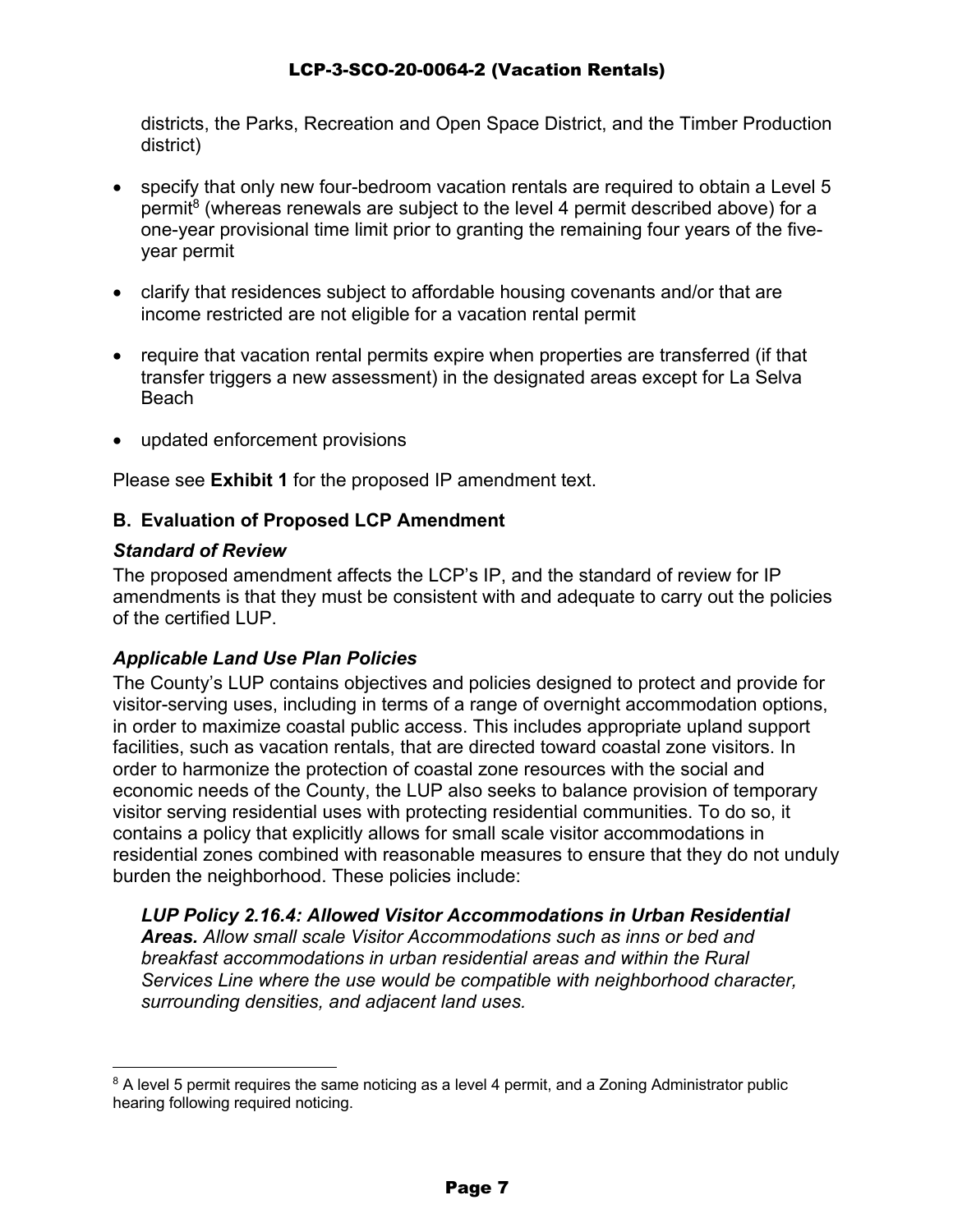districts, the Parks, Recreation and Open Space District, and the Timber Production district)

- specify that only new four-bedroom vacation rentals are required to obtain a Level 5 permit[8] (whereas renewals are subject to the level 4 permit described above) for a one-year provisional time limit prior to granting the remaining four years of the five-year permit
- clarify that residences subject to affordable housing covenants and/or that are income restricted are not eligible for a vacation rental permit
- require that vacation rental permits expire when properties are transferred (if that transfer triggers a new assessment) in the designated areas except for La Selva Beach
- updated enforcement provisions

Please see **Exhibit 1** for the proposed IP amendment text.

## B. Evaluation of Proposed LCP Amendment

### *Standard of Review*

The proposed amendment affects the LCP's IP, and the standard of review for IP amendments is that they must be consistent with and adequate to carry out the policies of the certified LUP.

### *Applicable Land Use Plan Policies*

The County's LUP contains objectives and policies designed to protect and provide for visitor-serving uses, including in terms of a range of overnight accommodation options, in order to maximize coastal public access. This includes appropriate upland support facilities, such as vacation rentals, that are directed toward coastal zone visitors. In order to harmonize the protection of coastal zone resources with the social and economic needs of the County, the LUP also seeks to balance provision of temporary visitor serving residential uses with protecting residential communities. To do so, it contains a policy that explicitly allows for small scale visitor accommodations in residential zones combined with reasonable measures to ensure that they do not unduly burden the neighborhood. These policies include:

> ***LUP Policy 2.16.4: Allowed Visitor Accommodations in Urban Residential Areas.*** *Allow small scale Visitor Accommodations such as inns or bed and breakfast accommodations in urban residential areas and within the Rural Services Line where the use would be compatible with neighborhood character, surrounding densities, and adjacent land uses.*

[8] A level 5 permit requires the same noticing as a level 4 permit, and a Zoning Administrator public hearing following required noticing.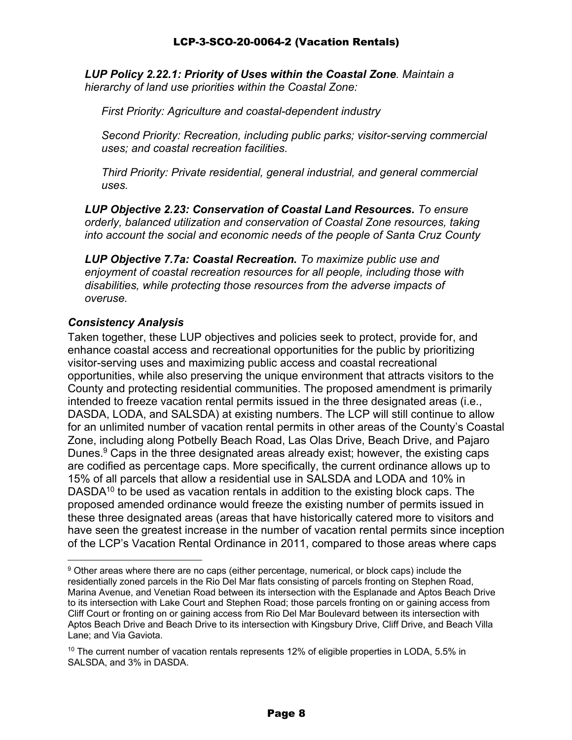***LUP Policy 2.22.1: Priority of Uses within the Coastal Zone**. Maintain a hierarchy of land use priorities within the Coastal Zone:*

*First Priority: Agriculture and coastal-dependent industry*

*Second Priority: Recreation, including public parks; visitor-serving commercial uses; and coastal recreation facilities.*

*Third Priority: Private residential, general industrial, and general commercial uses.*

***LUP Objective 2.23: Conservation of Coastal Land Resources.** To ensure orderly, balanced utilization and conservation of Coastal Zone resources, taking into account the social and economic needs of the people of Santa Cruz County*

***LUP Objective 7.7a: Coastal Recreation.** To maximize public use and enjoyment of coastal recreation resources for all people, including those with disabilities, while protecting those resources from the adverse impacts of overuse.*

### *Consistency Analysis*

Taken together, these LUP objectives and policies seek to protect, provide for, and enhance coastal access and recreational opportunities for the public by prioritizing visitor-serving uses and maximizing public access and coastal recreational opportunities, while also preserving the unique environment that attracts visitors to the County and protecting residential communities. The proposed amendment is primarily intended to freeze vacation rental permits issued in the three designated areas (i.e., DASDA, LODA, and SALSDA) at existing numbers. The LCP will still continue to allow for an unlimited number of vacation rental permits in other areas of the County's Coastal Zone, including along Potbelly Beach Road, Las Olas Drive, Beach Drive, and Pajaro Dunes.[9] Caps in the three designated areas already exist; however, the existing caps are codified as percentage caps. More specifically, the current ordinance allows up to 15% of all parcels that allow a residential use in SALSDA and LODA and 10% in DASDA[10] to be used as vacation rentals in addition to the existing block caps. The proposed amended ordinance would freeze the existing number of permits issued in these three designated areas (areas that have historically catered more to visitors and have seen the greatest increase in the number of vacation rental permits since inception of the LCP's Vacation Rental Ordinance in 2011, compared to those areas where caps

---

[9] Other areas where there are no caps (either percentage, numerical, or block caps) include the residentially zoned parcels in the Rio Del Mar flats consisting of parcels fronting on Stephen Road, Marina Avenue, and Venetian Road between its intersection with the Esplanade and Aptos Beach Drive to its intersection with Lake Court and Stephen Road; those parcels fronting on or gaining access from Cliff Court or fronting on or gaining access from Rio Del Mar Boulevard between its intersection with Aptos Beach Drive and Beach Drive to its intersection with Kingsbury Drive, Cliff Drive, and Beach Villa Lane; and Via Gaviota.

[10] The current number of vacation rentals represents 12% of eligible properties in LODA, 5.5% in SALSDA, and 3% in DASDA.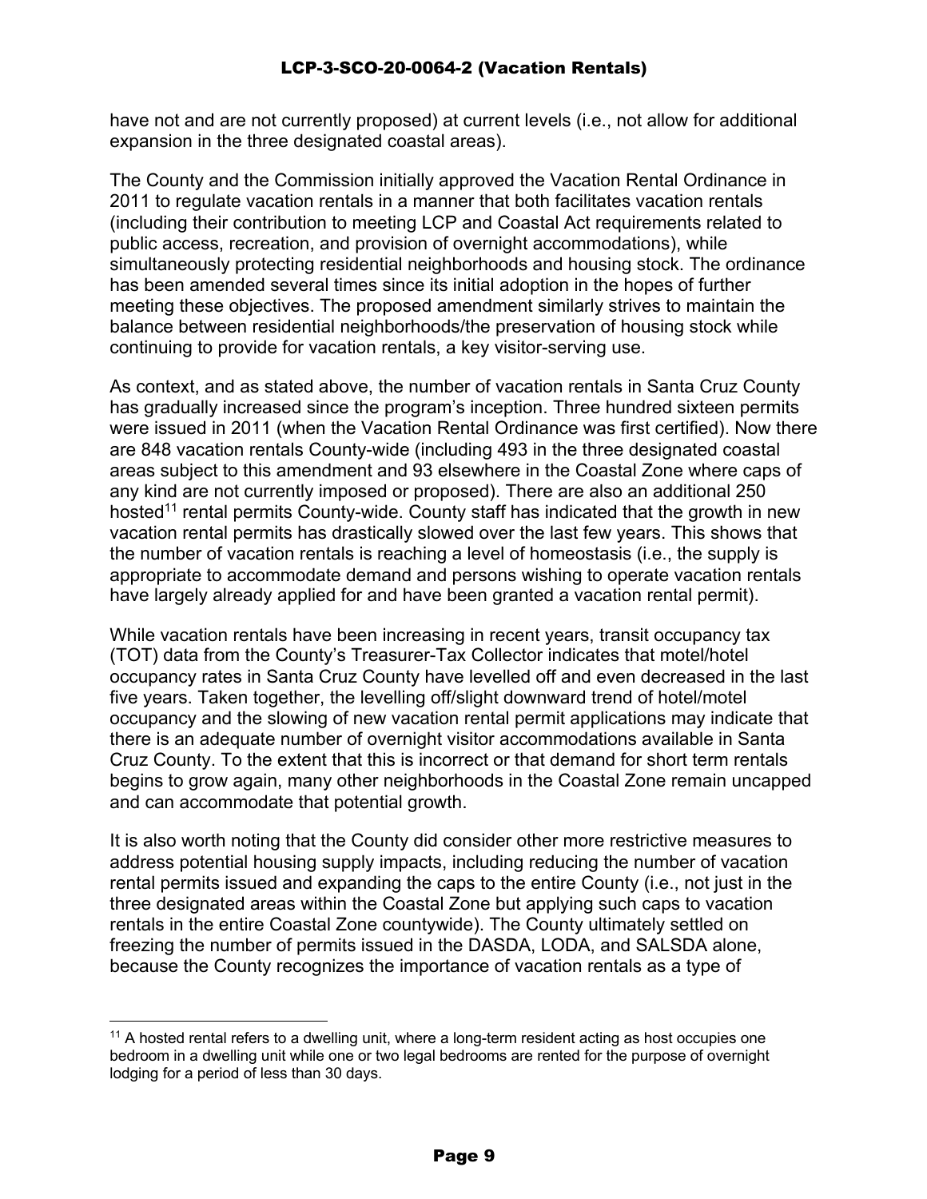have not and are not currently proposed) at current levels (i.e., not allow for additional expansion in the three designated coastal areas).

The County and the Commission initially approved the Vacation Rental Ordinance in 2011 to regulate vacation rentals in a manner that both facilitates vacation rentals (including their contribution to meeting LCP and Coastal Act requirements related to public access, recreation, and provision of overnight accommodations), while simultaneously protecting residential neighborhoods and housing stock. The ordinance has been amended several times since its initial adoption in the hopes of further meeting these objectives. The proposed amendment similarly strives to maintain the balance between residential neighborhoods/the preservation of housing stock while continuing to provide for vacation rentals, a key visitor-serving use.

As context, and as stated above, the number of vacation rentals in Santa Cruz County has gradually increased since the program's inception. Three hundred sixteen permits were issued in 2011 (when the Vacation Rental Ordinance was first certified). Now there are 848 vacation rentals County-wide (including 493 in the three designated coastal areas subject to this amendment and 93 elsewhere in the Coastal Zone where caps of any kind are not currently imposed or proposed). There are also an additional 250 hosted[11] rental permits County-wide. County staff has indicated that the growth in new vacation rental permits has drastically slowed over the last few years. This shows that the number of vacation rentals is reaching a level of homeostasis (i.e., the supply is appropriate to accommodate demand and persons wishing to operate vacation rentals have largely already applied for and have been granted a vacation rental permit).

While vacation rentals have been increasing in recent years, transit occupancy tax (TOT) data from the County's Treasurer-Tax Collector indicates that motel/hotel occupancy rates in Santa Cruz County have levelled off and even decreased in the last five years. Taken together, the levelling off/slight downward trend of hotel/motel occupancy and the slowing of new vacation rental permit applications may indicate that there is an adequate number of overnight visitor accommodations available in Santa Cruz County. To the extent that this is incorrect or that demand for short term rentals begins to grow again, many other neighborhoods in the Coastal Zone remain uncapped and can accommodate that potential growth.

It is also worth noting that the County did consider other more restrictive measures to address potential housing supply impacts, including reducing the number of vacation rental permits issued and expanding the caps to the entire County (i.e., not just in the three designated areas within the Coastal Zone but applying such caps to vacation rentals in the entire Coastal Zone countywide). The County ultimately settled on freezing the number of permits issued in the DASDA, LODA, and SALSDA alone, because the County recognizes the importance of vacation rentals as a type of

---

[11] A hosted rental refers to a dwelling unit, where a long-term resident acting as host occupies one bedroom in a dwelling unit while one or two legal bedrooms are rented for the purpose of overnight lodging for a period of less than 30 days.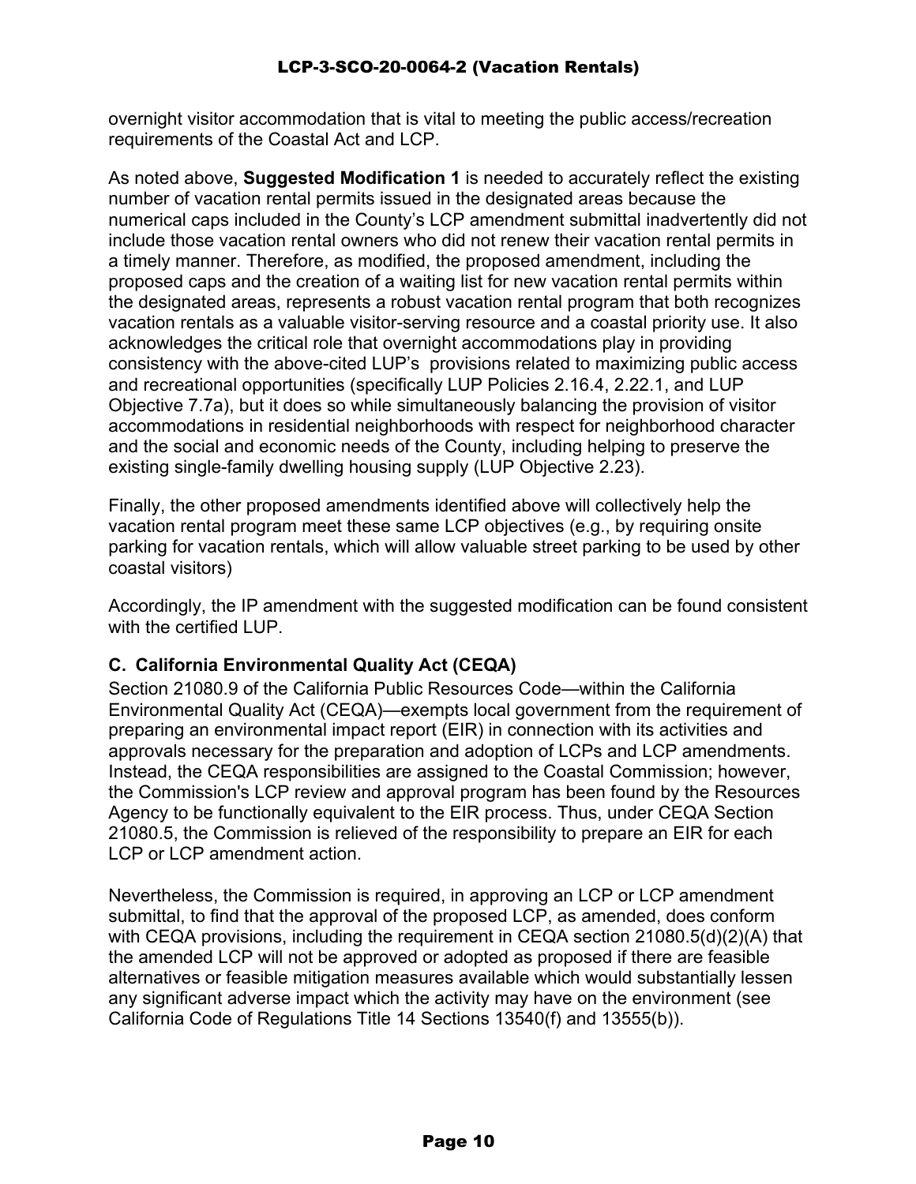overnight visitor accommodation that is vital to meeting the public access/recreation requirements of the Coastal Act and LCP.

As noted above, **Suggested Modification 1** is needed to accurately reflect the existing number of vacation rental permits issued in the designated areas because the numerical caps included in the County's LCP amendment submittal inadvertently did not include those vacation rental owners who did not renew their vacation rental permits in a timely manner. Therefore, as modified, the proposed amendment, including the proposed caps and the creation of a waiting list for new vacation rental permits within the designated areas, represents a robust vacation rental program that both recognizes vacation rentals as a valuable visitor-serving resource and a coastal priority use. It also acknowledges the critical role that overnight accommodations play in providing consistency with the above-cited LUP's provisions related to maximizing public access and recreational opportunities (specifically LUP Policies 2.16.4, 2.22.1, and LUP Objective 7.7a), but it does so while simultaneously balancing the provision of visitor accommodations in residential neighborhoods with respect for neighborhood character and the social and economic needs of the County, including helping to preserve the existing single-family dwelling housing supply (LUP Objective 2.23).

Finally, the other proposed amendments identified above will collectively help the vacation rental program meet these same LCP objectives (e.g., by requiring onsite parking for vacation rentals, which will allow valuable street parking to be used by other coastal visitors)

Accordingly, the IP amendment with the suggested modification can be found consistent with the certified LUP.

### C. California Environmental Quality Act (CEQA)

Section 21080.9 of the California Public Resources Code—within the California Environmental Quality Act (CEQA)—exempts local government from the requirement of preparing an environmental impact report (EIR) in connection with its activities and approvals necessary for the preparation and adoption of LCPs and LCP amendments. Instead, the CEQA responsibilities are assigned to the Coastal Commission; however, the Commission's LCP review and approval program has been found by the Resources Agency to be functionally equivalent to the EIR process. Thus, under CEQA Section 21080.5, the Commission is relieved of the responsibility to prepare an EIR for each LCP or LCP amendment action.

Nevertheless, the Commission is required, in approving an LCP or LCP amendment submittal, to find that the approval of the proposed LCP, as amended, does conform with CEQA provisions, including the requirement in CEQA section 21080.5(d)(2)(A) that the amended LCP will not be approved or adopted as proposed if there are feasible alternatives or feasible mitigation measures available which would substantially lessen any significant adverse impact which the activity may have on the environment (see California Code of Regulations Title 14 Sections 13540(f) and 13555(b)).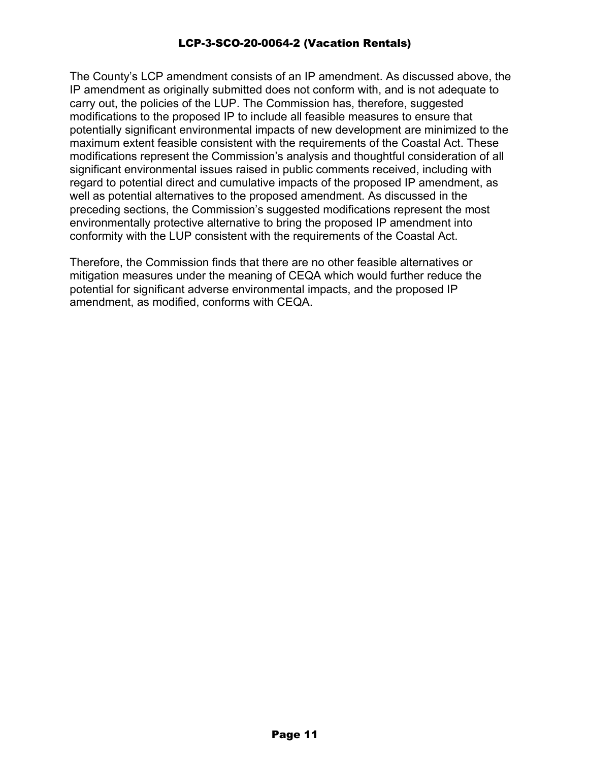The County's LCP amendment consists of an IP amendment. As discussed above, the IP amendment as originally submitted does not conform with, and is not adequate to carry out, the policies of the LUP. The Commission has, therefore, suggested modifications to the proposed IP to include all feasible measures to ensure that potentially significant environmental impacts of new development are minimized to the maximum extent feasible consistent with the requirements of the Coastal Act. These modifications represent the Commission's analysis and thoughtful consideration of all significant environmental issues raised in public comments received, including with regard to potential direct and cumulative impacts of the proposed IP amendment, as well as potential alternatives to the proposed amendment. As discussed in the preceding sections, the Commission's suggested modifications represent the most environmentally protective alternative to bring the proposed IP amendment into conformity with the LUP consistent with the requirements of the Coastal Act.

Therefore, the Commission finds that there are no other feasible alternatives or mitigation measures under the meaning of CEQA which would further reduce the potential for significant adverse environmental impacts, and the proposed IP amendment, as modified, conforms with CEQA.